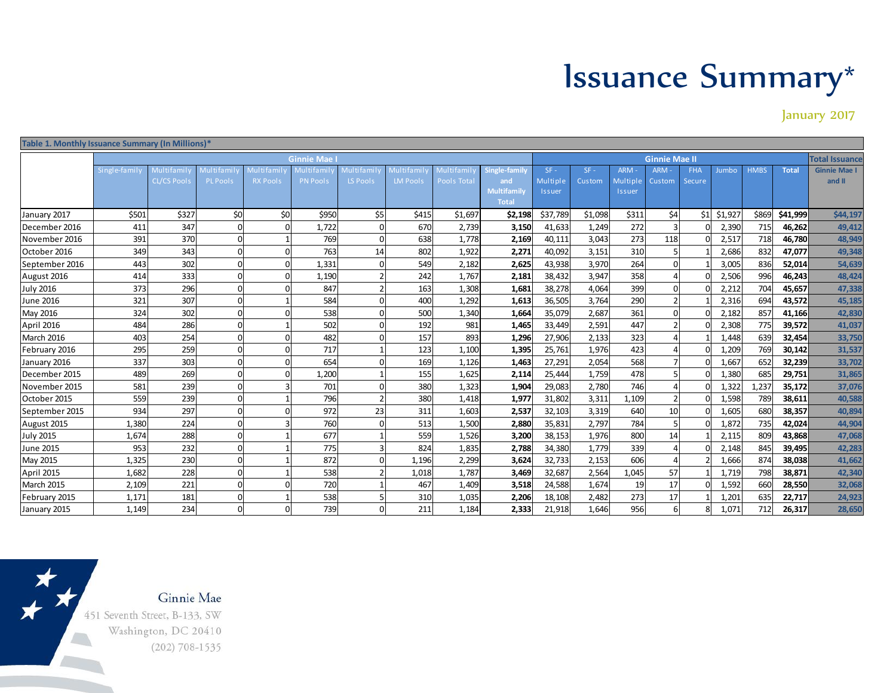# Issuance Summary*

January 2017

**Table 1. Monthly Issuance Summary (In Millions)***

| | Ginnie Mae I | | | | | | | | | Ginnie Mae II | | | | | | | | Total Issuance |
|---|---|---|---|---|---|---|---|---|---|---|---|---|---|---|---|---|---|---|
| | Single-family | Multifamily CL/CS Pools | Multifamily PL Pools | Multifamily RX Pools | Multifamily PN Pools | Multifamily LS Pools | Multifamily LM Pools | Multifamily Pools Total | Single-family and Multifamily Total | SF - Multiple Issuer | SF - Custom | ARM - Multiple Issuer | ARM - Custom | FHA Secure | Jumbo | HMBS | Total | Ginnie Mae I and II |
| January 2017 | $501 | $327 | $0 | $0 | $950 | $5 | $415 | $1,697 | **$2,198** | $37,789 | $1,098 | $311 | $4 | $1 | $1,927 | $869 | **$41,999** | **$44,197** |
| December 2016 | 411 | 347 | 0 | 0 | 1,722 | 0 | 670 | 2,739 | **3,150** | 41,633 | 1,249 | 272 | 3 | 0 | 2,390 | 715 | **46,262** | **49,412** |
| November 2016 | 391 | 370 | 0 | 1 | 769 | 0 | 638 | 1,778 | **2,169** | 40,111 | 3,043 | 273 | 118 | 0 | 2,517 | 718 | **46,780** | **48,949** |
| October 2016 | 349 | 343 | 0 | 0 | 763 | 14 | 802 | 1,922 | **2,271** | 40,092 | 3,151 | 310 | 5 | 1 | 2,686 | 832 | **47,077** | **49,348** |
| September 2016 | 443 | 302 | 0 | 0 | 1,331 | 0 | 549 | 2,182 | **2,625** | 43,938 | 3,970 | 264 | 0 | 1 | 3,005 | 836 | **52,014** | **54,639** |
| August 2016 | 414 | 333 | 0 | 0 | 1,190 | 2 | 242 | 1,767 | **2,181** | 38,432 | 3,947 | 358 | 4 | 0 | 2,506 | 996 | **46,243** | **48,424** |
| July 2016 | 373 | 296 | 0 | 0 | 847 | 2 | 163 | 1,308 | **1,681** | 38,278 | 4,064 | 399 | 0 | 0 | 2,212 | 704 | **45,657** | **47,338** |
| June 2016 | 321 | 307 | 0 | 1 | 584 | 0 | 400 | 1,292 | **1,613** | 36,505 | 3,764 | 290 | 2 | 1 | 2,316 | 694 | **43,572** | **45,185** |
| May 2016 | 324 | 302 | 0 | 0 | 538 | 0 | 500 | 1,340 | **1,664** | 35,079 | 2,687 | 361 | 0 | 0 | 2,182 | 857 | **41,166** | **42,830** |
| April 2016 | 484 | 286 | 0 | 1 | 502 | 0 | 192 | 981 | **1,465** | 33,449 | 2,591 | 447 | 2 | 0 | 2,308 | 775 | **39,572** | **41,037** |
| March 2016 | 403 | 254 | 0 | 0 | 482 | 0 | 157 | 893 | **1,296** | 27,906 | 2,133 | 323 | 4 | 1 | 1,448 | 639 | **32,454** | **33,750** |
| February 2016 | 295 | 259 | 0 | 0 | 717 | 1 | 123 | 1,100 | **1,395** | 25,761 | 1,976 | 423 | 4 | 0 | 1,209 | 769 | **30,142** | **31,537** |
| January 2016 | 337 | 303 | 0 | 0 | 654 | 0 | 169 | 1,126 | **1,463** | 27,291 | 2,054 | 568 | 7 | 0 | 1,667 | 652 | **32,239** | **33,702** |
| December 2015 | 489 | 269 | 0 | 0 | 1,200 | 1 | 155 | 1,625 | **2,114** | 25,444 | 1,759 | 478 | 5 | 0 | 1,380 | 685 | **29,751** | **31,865** |
| November 2015 | 581 | 239 | 0 | 3 | 701 | 0 | 380 | 1,323 | **1,904** | 29,083 | 2,780 | 746 | 4 | 0 | 1,322 | 1,237 | **35,172** | **37,076** |
| October 2015 | 559 | 239 | 0 | 1 | 796 | 2 | 380 | 1,418 | **1,977** | 31,802 | 3,311 | 1,109 | 2 | 0 | 1,598 | 789 | **38,611** | **40,588** |
| September 2015 | 934 | 297 | 0 | 0 | 972 | 23 | 311 | 1,603 | **2,537** | 32,103 | 3,319 | 640 | 10 | 0 | 1,605 | 680 | **38,357** | **40,894** |
| August 2015 | 1,380 | 224 | 0 | 3 | 760 | 0 | 513 | 1,500 | **2,880** | 35,831 | 2,797 | 784 | 5 | 0 | 1,872 | 735 | **42,024** | **44,904** |
| July 2015 | 1,674 | 288 | 0 | 1 | 677 | 1 | 559 | 1,526 | **3,200** | 38,153 | 1,976 | 800 | 14 | 1 | 2,115 | 809 | **43,868** | **47,068** |
| June 2015 | 953 | 232 | 0 | 1 | 775 | 3 | 824 | 1,835 | **2,788** | 34,380 | 1,779 | 339 | 4 | 0 | 2,148 | 845 | **39,495** | **42,283** |
| May 2015 | 1,325 | 230 | 0 | 1 | 872 | 0 | 1,196 | 2,299 | **3,624** | 32,733 | 2,153 | 606 | 4 | 2 | 1,666 | 874 | **38,038** | **41,662** |
| April 2015 | 1,682 | 228 | 0 | 1 | 538 | 2 | 1,018 | 1,787 | **3,469** | 32,687 | 2,564 | 1,045 | 57 | 1 | 1,719 | 798 | **38,871** | **42,340** |
| March 2015 | 2,109 | 221 | 0 | 0 | 720 | 1 | 467 | 1,409 | **3,518** | 24,588 | 1,674 | 19 | 17 | 0 | 1,592 | 660 | **28,550** | **32,068** |
| February 2015 | 1,171 | 181 | 0 | 1 | 538 | 5 | 310 | 1,035 | **2,206** | 18,108 | 2,482 | 273 | 17 | 1 | 1,201 | 635 | **22,717** | **24,923** |
| January 2015 | 1,149 | 234 | 0 | 0 | 739 | 0 | 211 | 1,184 | **2,333** | 21,918 | 1,646 | 956 | 6 | 8 | 1,071 | 712 | **26,317** | **28,650** |

Ginnie Mae
451 Seventh Street, B-133, SW
Washington, DC 20410
(202) 708-1535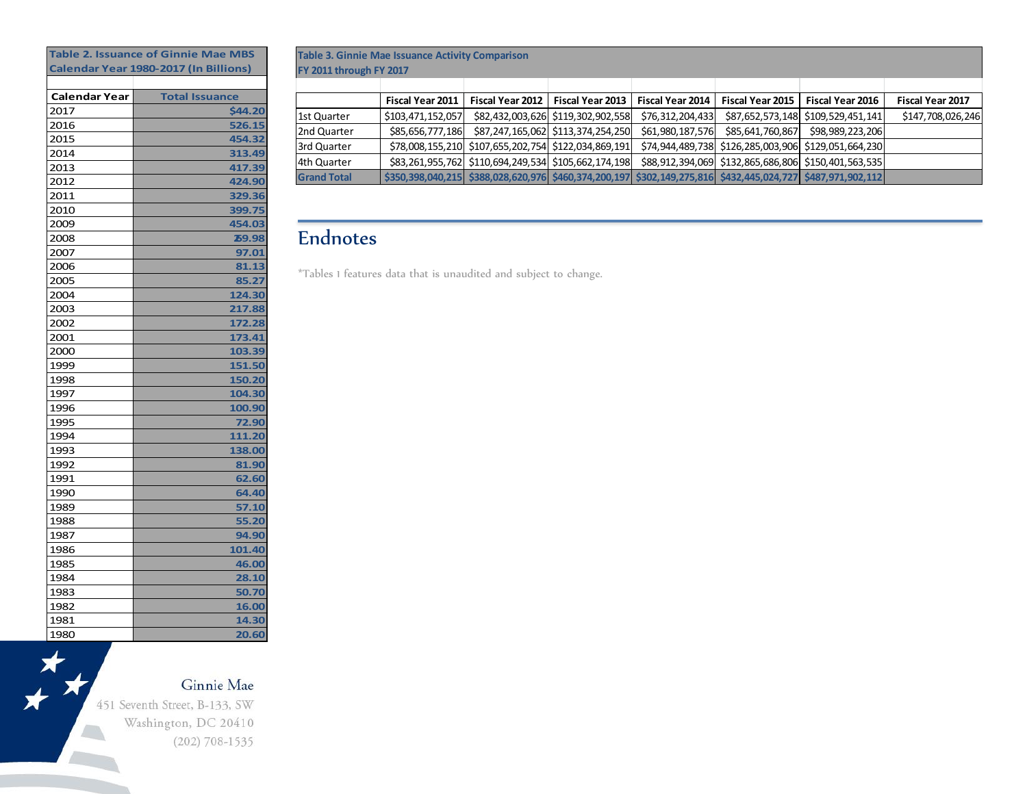**Table 2. Issuance of Ginnie Mae MBS Calendar Year 1980-2017 (In Billions)**

| Calendar Year | Total Issuance |
|---|---|
| 2017 | $44.20 |
| 2016 | 526.15 |
| 2015 | 454.32 |
| 2014 | 313.49 |
| 2013 | 417.39 |
| 2012 | 424.90 |
| 2011 | 329.36 |
| 2010 | 399.75 |
| 2009 | 454.03 |
| 2008 | 269.98 |
| 2007 | 97.01 |
| 2006 | 81.13 |
| 2005 | 85.27 |
| 2004 | 124.30 |
| 2003 | 217.88 |
| 2002 | 172.28 |
| 2001 | 173.41 |
| 2000 | 103.39 |
| 1999 | 151.50 |
| 1998 | 150.20 |
| 1997 | 104.30 |
| 1996 | 100.90 |
| 1995 | 72.90 |
| 1994 | 111.20 |
| 1993 | 138.00 |
| 1992 | 81.90 |
| 1991 | 62.60 |
| 1990 | 64.40 |
| 1989 | 57.10 |
| 1988 | 55.20 |
| 1987 | 94.90 |
| 1986 | 101.40 |
| 1985 | 46.00 |
| 1984 | 28.10 |
| 1983 | 50.70 |
| 1982 | 16.00 |
| 1981 | 14.30 |
| 1980 | 20.60 |

**Table 3. Ginnie Mae Issuance Activity Comparison FY 2011 through FY 2017**

| | Fiscal Year 2011 | Fiscal Year 2012 | Fiscal Year 2013 | Fiscal Year 2014 | Fiscal Year 2015 | Fiscal Year 2016 | Fiscal Year 2017 |
|---|---|---|---|---|---|---|---|
| 1st Quarter | $103,471,152,057 | $82,432,003,626 | $119,302,902,558 | $76,312,204,433 | $87,652,573,148 | $109,529,451,141 | $147,708,026,246 |
| 2nd Quarter | $85,656,777,186 | $87,247,165,062 | $113,374,254,250 | $61,980,187,576 | $85,641,760,867 | $98,989,223,206 | |
| 3rd Quarter | $78,008,155,210 | $107,655,202,754 | $122,034,869,191 | $74,944,489,738 | $126,285,003,906 | $129,051,664,230 | |
| 4th Quarter | $83,261,955,762 | $110,694,249,534 | $105,662,174,198 | $88,912,394,069 | $132,865,686,806 | $150,401,563,535 | |
| Grand Total | $350,398,040,215 | $388,028,620,976 | $460,374,200,197 | $302,149,275,816 | $432,445,024,727 | $487,971,902,112 | |

## Endnotes

*Tables 1 features data that is unaudited and subject to change.

Ginnie Mae
451 Seventh Street, B-133, SW
Washington, DC 20410
(202) 708-1535